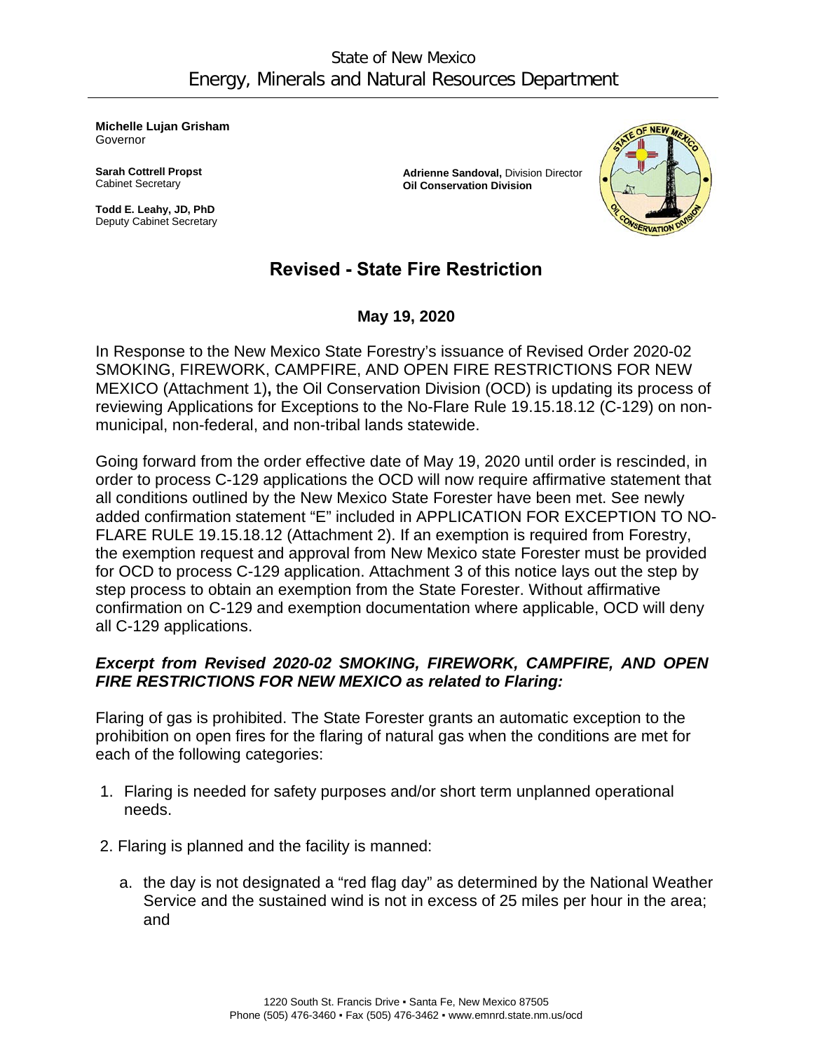State of New Mexico
Energy, Minerals and Natural Resources Department

**Michelle Lujan Grisham**
Governor

**Sarah Cottrell Propst**
Cabinet Secretary

**Todd E. Leahy, JD, PhD**
Deputy Cabinet Secretary

**Adrienne Sandoval,** Division Director
**Oil Conservation Division**

# Revised - State Fire Restriction

**May 19, 2020**

In Response to the New Mexico State Forestry's issuance of Revised Order 2020-02 SMOKING, FIREWORK, CAMPFIRE, AND OPEN FIRE RESTRICTIONS FOR NEW MEXICO (Attachment 1)**,** the Oil Conservation Division (OCD) is updating its process of reviewing Applications for Exceptions to the No-Flare Rule 19.15.18.12 (C-129) on non-municipal, non-federal, and non-tribal lands statewide.

Going forward from the order effective date of May 19, 2020 until order is rescinded, in order to process C-129 applications the OCD will now require affirmative statement that all conditions outlined by the New Mexico State Forester have been met. See newly added confirmation statement "E" included in APPLICATION FOR EXCEPTION TO NO-FLARE RULE 19.15.18.12 (Attachment 2). If an exemption is required from Forestry, the exemption request and approval from New Mexico state Forester must be provided for OCD to process C-129 application. Attachment 3 of this notice lays out the step by step process to obtain an exemption from the State Forester. Without affirmative confirmation on C-129 and exemption documentation where applicable, OCD will deny all C-129 applications.

### ***Excerpt from Revised 2020-02 SMOKING, FIREWORK, CAMPFIRE, AND OPEN FIRE RESTRICTIONS FOR NEW MEXICO as related to Flaring:***

Flaring of gas is prohibited. The State Forester grants an automatic exception to the prohibition on open fires for the flaring of natural gas when the conditions are met for each of the following categories:

1. Flaring is needed for safety purposes and/or short term unplanned operational needs.

2. Flaring is planned and the facility is manned:

   a. the day is not designated a "red flag day" as determined by the National Weather Service and the sustained wind is not in excess of 25 miles per hour in the area; and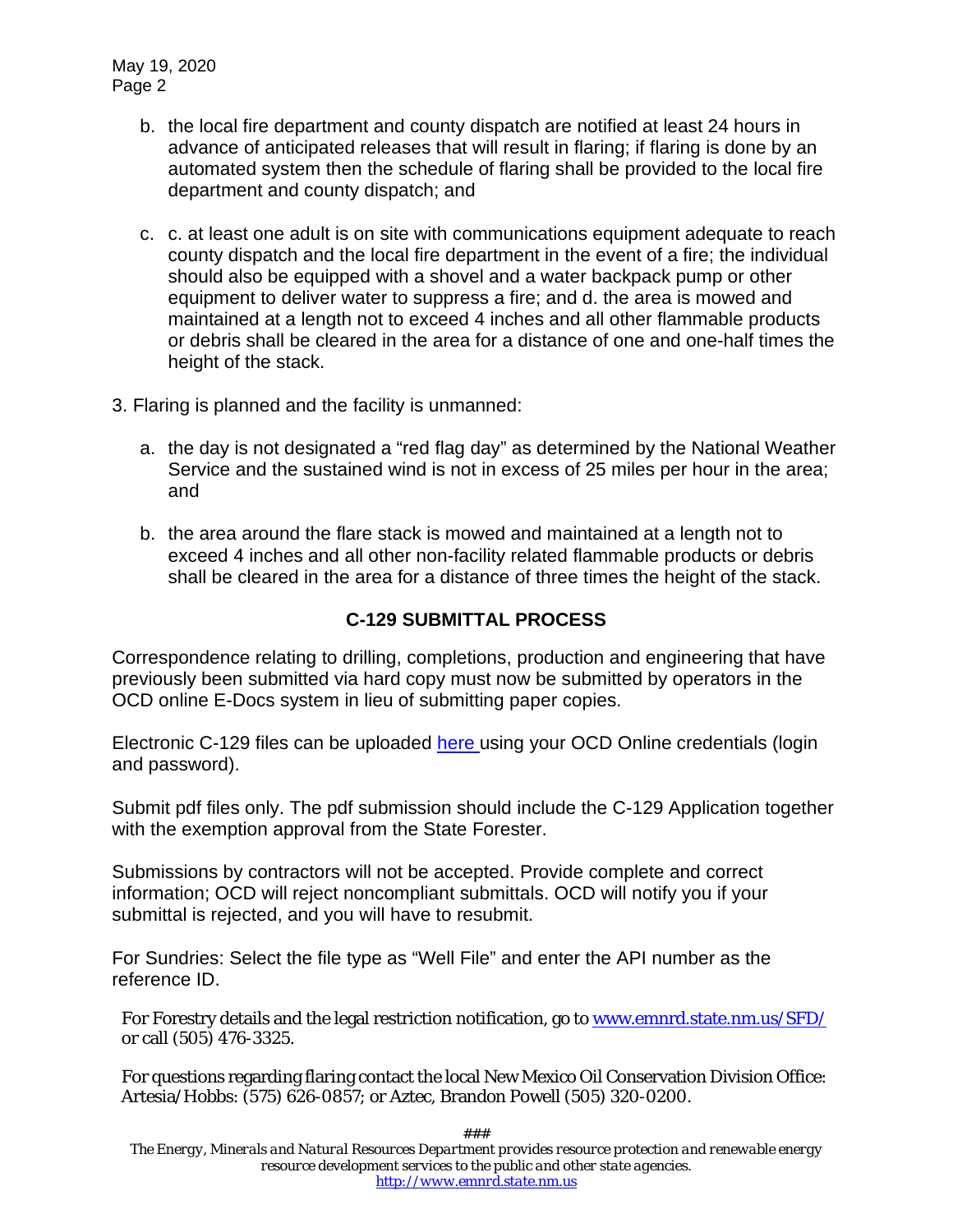b. the local fire department and county dispatch are notified at least 24 hours in advance of anticipated releases that will result in flaring; if flaring is done by an automated system then the schedule of flaring shall be provided to the local fire department and county dispatch; and

c. c. at least one adult is on site with communications equipment adequate to reach county dispatch and the local fire department in the event of a fire; the individual should also be equipped with a shovel and a water backpack pump or other equipment to deliver water to suppress a fire; and d. the area is mowed and maintained at a length not to exceed 4 inches and all other flammable products or debris shall be cleared in the area for a distance of one and one-half times the height of the stack.

3. Flaring is planned and the facility is unmanned:

   a. the day is not designated a “red flag day” as determined by the National Weather Service and the sustained wind is not in excess of 25 miles per hour in the area; and

   b. the area around the flare stack is mowed and maintained at a length not to exceed 4 inches and all other non-facility related flammable products or debris shall be cleared in the area for a distance of three times the height of the stack.

## C-129 SUBMITTAL PROCESS

Correspondence relating to drilling, completions, production and engineering that have previously been submitted via hard copy must now be submitted by operators in the OCD online E-Docs system in lieu of submitting paper copies.

Electronic C-129 files can be uploaded here using your OCD Online credentials (login and password).

Submit pdf files only. The pdf submission should include the C-129 Application together with the exemption approval from the State Forester.

Submissions by contractors will not be accepted. Provide complete and correct information; OCD will reject noncompliant submittals. OCD will notify you if your submittal is rejected, and you will have to resubmit.

For Sundries: Select the file type as “Well File” and enter the API number as the reference ID.

For Forestry details and the legal restriction notification, go to www.emnrd.state.nm.us/SFD/ or call (505) 476-3325.

For questions regarding flaring contact the local New Mexico Oil Conservation Division Office: Artesia/Hobbs: (575) 626-0857; or Aztec, Brandon Powell (505) 320-0200.

###

*The Energy, Minerals and Natural Resources Department provides resource protection and renewable energy resource development services to the public and other state agencies.*
http://www.emnrd.state.nm.us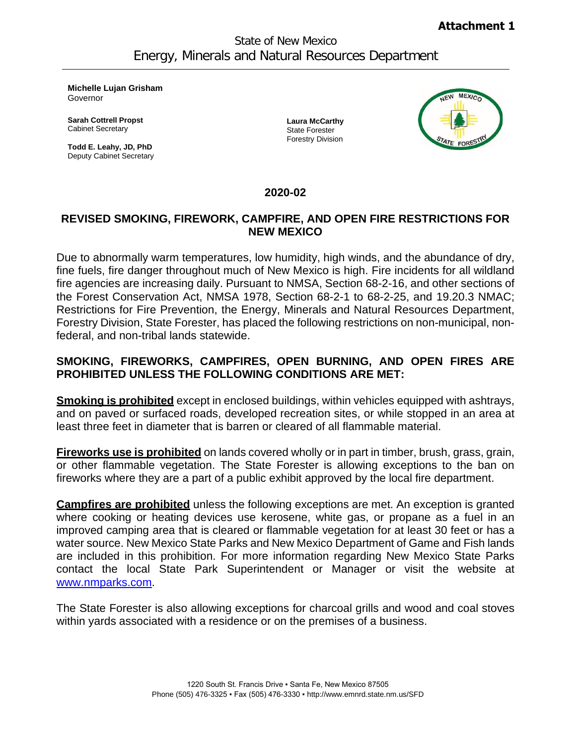**Attachment 1**

State of New Mexico
Energy, Minerals and Natural Resources Department

**Michelle Lujan Grisham**
Governor

**Sarah Cottrell Propst**
Cabinet Secretary

**Todd E. Leahy, JD, PhD**
Deputy Cabinet Secretary

**Laura McCarthy**
State Forester
Forestry Division

## 2020-02

## REVISED SMOKING, FIREWORK, CAMPFIRE, AND OPEN FIRE RESTRICTIONS FOR NEW MEXICO

Due to abnormally warm temperatures, low humidity, high winds, and the abundance of dry, fine fuels, fire danger throughout much of New Mexico is high. Fire incidents for all wildland fire agencies are increasing daily. Pursuant to NMSA, Section 68-2-16, and other sections of the Forest Conservation Act, NMSA 1978, Section 68-2-1 to 68-2-25, and 19.20.3 NMAC; Restrictions for Fire Prevention, the Energy, Minerals and Natural Resources Department, Forestry Division, State Forester, has placed the following restrictions on non-municipal, non-federal, and non-tribal lands statewide.

**SMOKING, FIREWORKS, CAMPFIRES, OPEN BURNING, AND OPEN FIRES ARE PROHIBITED UNLESS THE FOLLOWING CONDITIONS ARE MET:**

**Smoking is prohibited** except in enclosed buildings, within vehicles equipped with ashtrays, and on paved or surfaced roads, developed recreation sites, or while stopped in an area at least three feet in diameter that is barren or cleared of all flammable material.

**Fireworks use is prohibited** on lands covered wholly or in part in timber, brush, grass, grain, or other flammable vegetation. The State Forester is allowing exceptions to the ban on fireworks where they are a part of a public exhibit approved by the local fire department.

**Campfires are prohibited** unless the following exceptions are met. An exception is granted where cooking or heating devices use kerosene, white gas, or propane as a fuel in an improved camping area that is cleared or flammable vegetation for at least 30 feet or has a water source. New Mexico State Parks and New Mexico Department of Game and Fish lands are included in this prohibition. For more information regarding New Mexico State Parks contact the local State Park Superintendent or Manager or visit the website at www.nmparks.com.

The State Forester is also allowing exceptions for charcoal grills and wood and coal stoves within yards associated with a residence or on the premises of a business.

1220 South St. Francis Drive ▪ Santa Fe, New Mexico 87505
Phone (505) 476-3325 ▪ Fax (505) 476-3330 ▪ http://www.emnrd.state.nm.us/SFD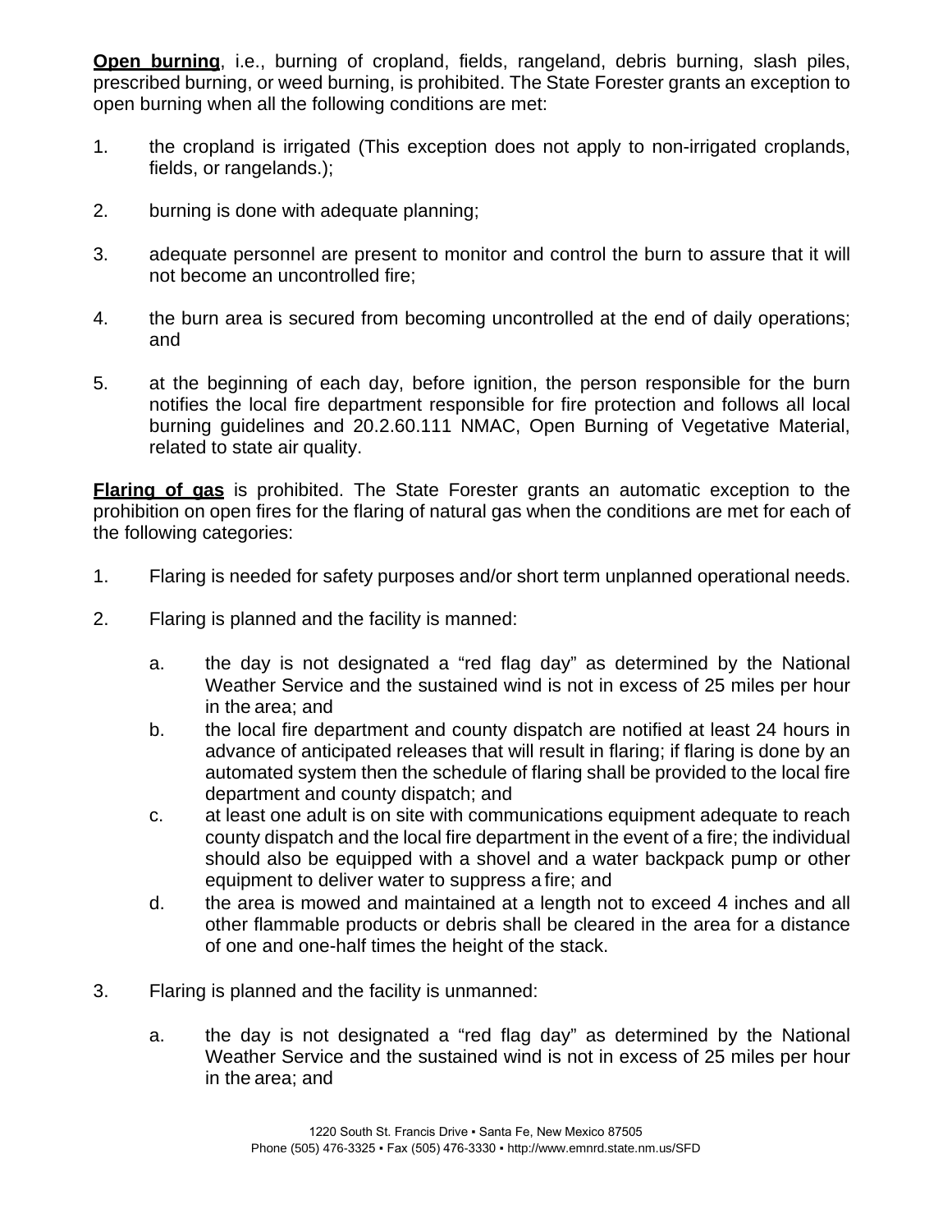**Open burning**, i.e., burning of cropland, fields, rangeland, debris burning, slash piles, prescribed burning, or weed burning, is prohibited. The State Forester grants an exception to open burning when all the following conditions are met:

1. the cropland is irrigated (This exception does not apply to non-irrigated croplands, fields, or rangelands.);
2. burning is done with adequate planning;
3. adequate personnel are present to monitor and control the burn to assure that it will not become an uncontrolled fire;
4. the burn area is secured from becoming uncontrolled at the end of daily operations; and
5. at the beginning of each day, before ignition, the person responsible for the burn notifies the local fire department responsible for fire protection and follows all local burning guidelines and 20.2.60.111 NMAC, Open Burning of Vegetative Material, related to state air quality.

**Flaring of gas** is prohibited. The State Forester grants an automatic exception to the prohibition on open fires for the flaring of natural gas when the conditions are met for each of the following categories:

1. Flaring is needed for safety purposes and/or short term unplanned operational needs.
2. Flaring is planned and the facility is manned:
   a. the day is not designated a "red flag day" as determined by the National Weather Service and the sustained wind is not in excess of 25 miles per hour in the area; and
   b. the local fire department and county dispatch are notified at least 24 hours in advance of anticipated releases that will result in flaring; if flaring is done by an automated system then the schedule of flaring shall be provided to the local fire department and county dispatch; and
   c. at least one adult is on site with communications equipment adequate to reach county dispatch and the local fire department in the event of a fire; the individual should also be equipped with a shovel and a water backpack pump or other equipment to deliver water to suppress a fire; and
   d. the area is mowed and maintained at a length not to exceed 4 inches and all other flammable products or debris shall be cleared in the area for a distance of one and one-half times the height of the stack.
3. Flaring is planned and the facility is unmanned:
   a. the day is not designated a "red flag day" as determined by the National Weather Service and the sustained wind is not in excess of 25 miles per hour in the area; and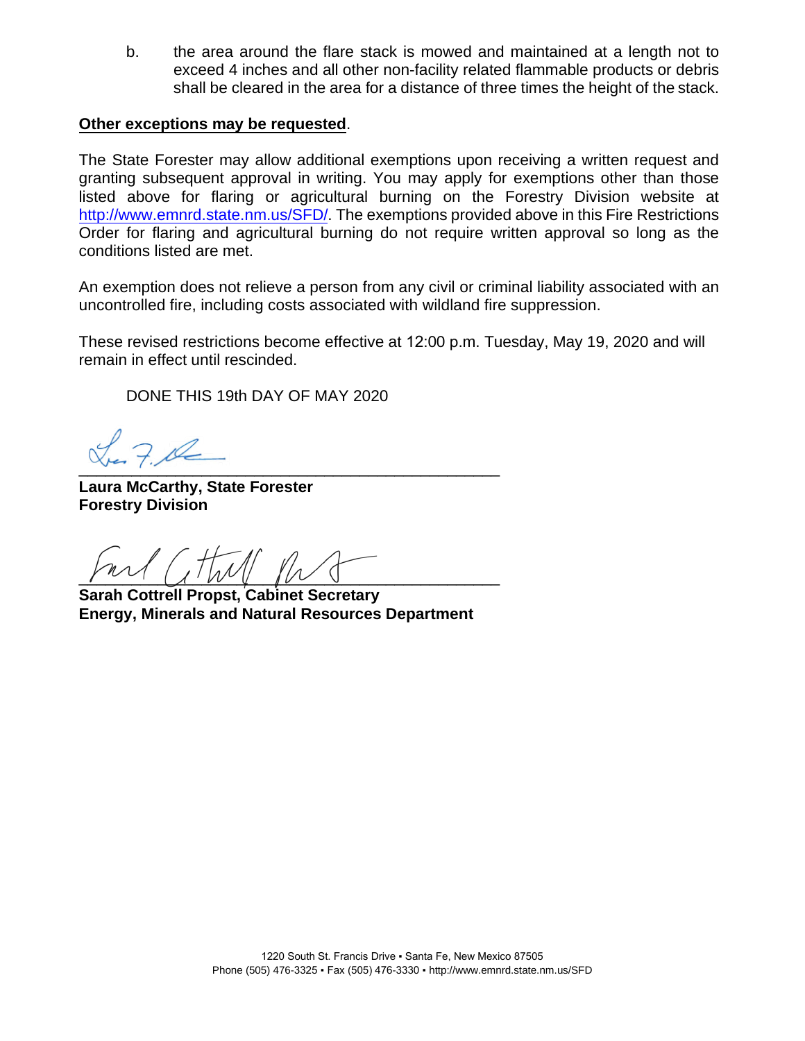b. the area around the flare stack is mowed and maintained at a length not to exceed 4 inches and all other non-facility related flammable products or debris shall be cleared in the area for a distance of three times the height of the stack.

**Other exceptions may be requested**.

The State Forester may allow additional exemptions upon receiving a written request and granting subsequent approval in writing. You may apply for exemptions other than those listed above for flaring or agricultural burning on the Forestry Division website at http://www.emnrd.state.nm.us/SFD/. The exemptions provided above in this Fire Restrictions Order for flaring and agricultural burning do not require written approval so long as the conditions listed are met.

An exemption does not relieve a person from any civil or criminal liability associated with an uncontrolled fire, including costs associated with wildland fire suppression.

These revised restrictions become effective at 12:00 p.m. Tuesday, May 19, 2020 and will remain in effect until rescinded.

DONE THIS 19th DAY OF MAY 2020

\_\_\_\_\_\_\_\_\_\_\_\_\_\_\_\_\_\_\_\_\_\_\_\_\_\_\_\_\_\_\_\_\_\_\_\_\_\_\_\_

**Laura McCarthy, State Forester**
**Forestry Division**

\_\_\_\_\_\_\_\_\_\_\_\_\_\_\_\_\_\_\_\_\_\_\_\_\_\_\_\_\_\_\_\_\_\_\_\_\_\_\_\_

**Sarah Cottrell Propst, Cabinet Secretary**
**Energy, Minerals and Natural Resources Department**

1220 South St. Francis Drive ▪ Santa Fe, New Mexico 87505
Phone (505) 476-3325 ▪ Fax (505) 476-3330 ▪ http://www.emnrd.state.nm.us/SFD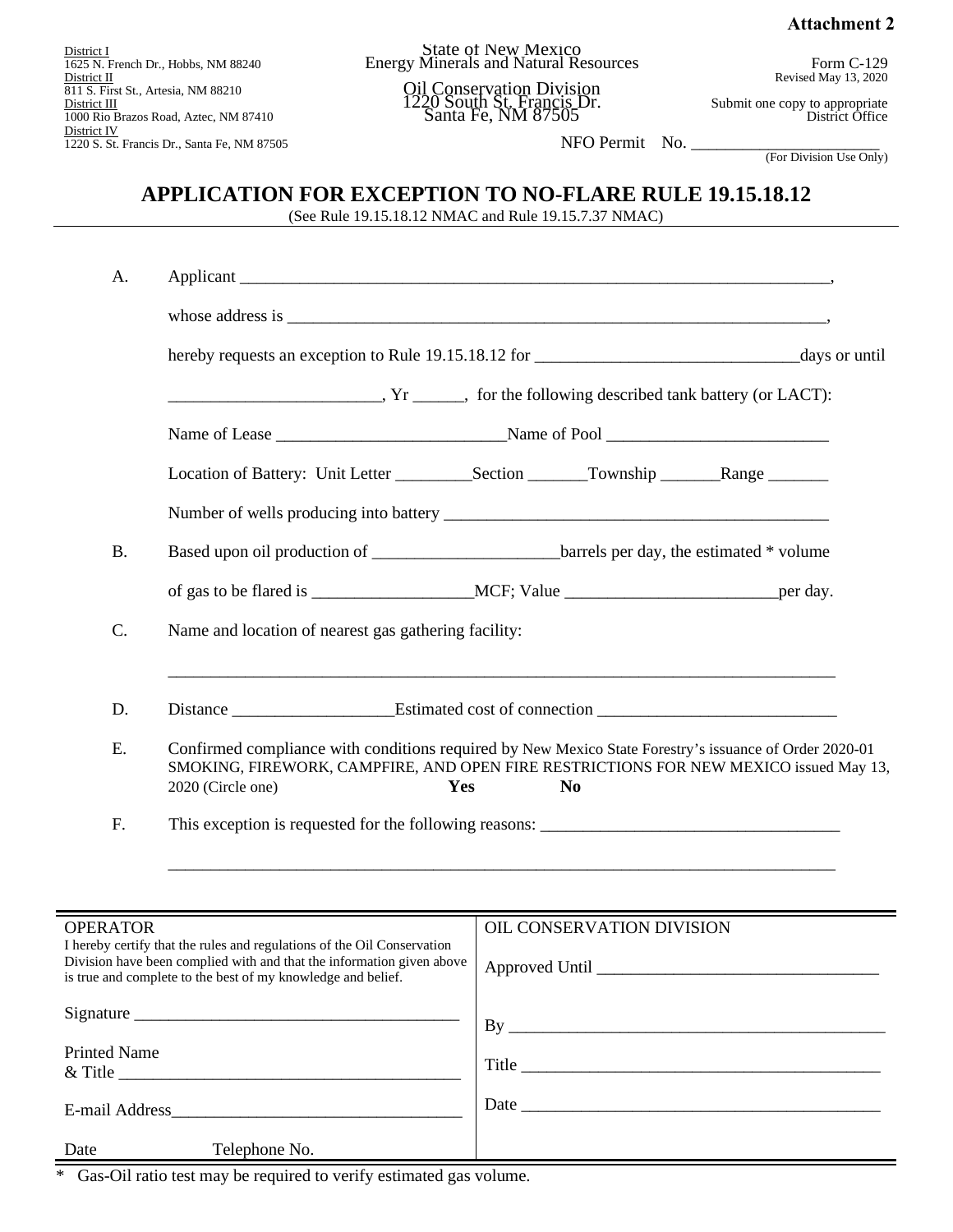**Attachment 2**

District I
1625 N. French Dr., Hobbs, NM 88240
District II
811 S. First St., Artesia, NM 88210
District III
1000 Rio Brazos Road, Aztec, NM 87410
District IV
1220 S. St. Francis Dr., Santa Fe, NM 87505

State of New Mexico
Energy Minerals and Natural Resources

Oil Conservation Division
1220 South St. Francis Dr.
Santa Fe, NM 87505

Form C-129
Revised May 13, 2020

Submit one copy to appropriate District Office

NFO Permit No. ______________________
(For Division Use Only)

# APPLICATION FOR EXCEPTION TO NO-FLARE RULE 19.15.18.12

(See Rule 19.15.18.12 NMAC and Rule 19.15.7.37 NMAC)

A. Applicant ______________________________________________________________________,

whose address is ________________________________________________________________,

hereby requests an exception to Rule 19.15.18.12 for ______________________________days or until

________________________, Yr ______, for the following described tank battery (or LACT):

Name of Lease ___________________________Name of Pool __________________________

Location of Battery: Unit Letter _________Section _______Township _______Range _______

Number of wells producing into battery _____________________________________________

B. Based upon oil production of _____________________barrels per day, the estimated * volume

of gas to be flared is __________________MCF; Value ________________________per day.

C. Name and location of nearest gas gathering facility:

___________________________________________________________________________

D. Distance __________________Estimated cost of connection ___________________________

E. Confirmed compliance with conditions required by New Mexico State Forestry's issuance of Order 2020-01 SMOKING, FIREWORK, CAMPFIRE, AND OPEN FIRE RESTRICTIONS FOR NEW MEXICO issued May 13, 2020 (Circle one) **Yes** **No**

F. This exception is requested for the following reasons: __________________________________

___________________________________________________________________________

| OPERATOR | OIL CONSERVATION DIVISION |
|---|---|
| I hereby certify that the rules and regulations of the Oil Conservation Division have been complied with and that the information given above is true and complete to the best of my knowledge and belief. | Approved Until ________________________________ |
| Signature _____________________________________ | By ___________________________________________ |
| Printed Name & Title _______________________________________ | Title __________________________________________ |
| E-mail Address_________________________________ | Date __________________________________________ |
| Date Telephone No. | |

\* Gas-Oil ratio test may be required to verify estimated gas volume.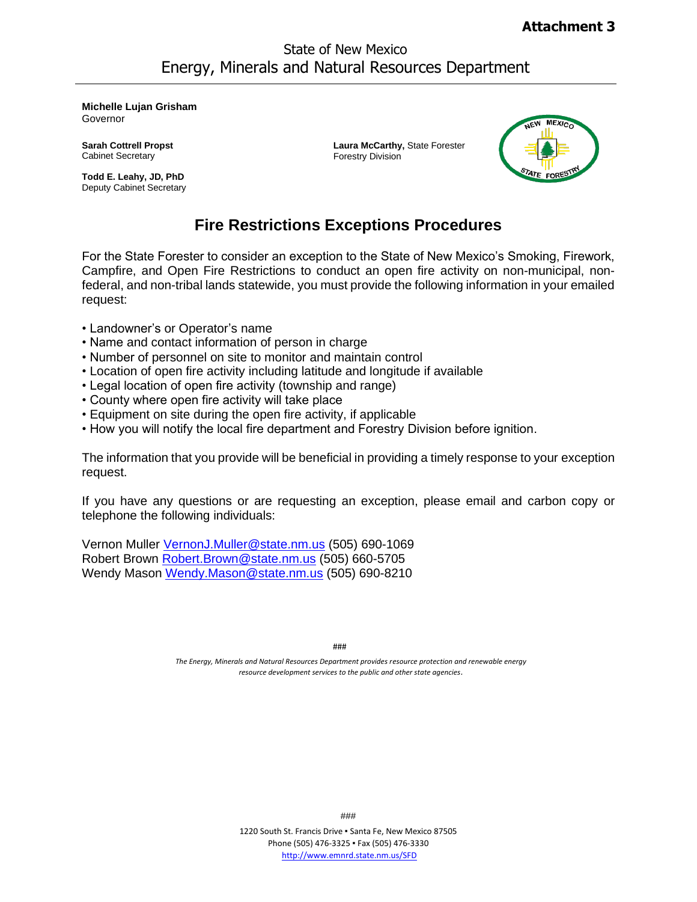**Attachment 3**

State of New Mexico
Energy, Minerals and Natural Resources Department

**Michelle Lujan Grisham**
Governor

**Sarah Cottrell Propst**
Cabinet Secretary

**Todd E. Leahy, JD, PhD**
Deputy Cabinet Secretary

**Laura McCarthy,** State Forester
Forestry Division

NEW MEXICO STATE FORESTRY

# Fire Restrictions Exceptions Procedures

For the State Forester to consider an exception to the State of New Mexico's Smoking, Firework, Campfire, and Open Fire Restrictions to conduct an open fire activity on non-municipal, non-federal, and non-tribal lands statewide, you must provide the following information in your emailed request:

- Landowner's or Operator's name
- Name and contact information of person in charge
- Number of personnel on site to monitor and maintain control
- Location of open fire activity including latitude and longitude if available
- Legal location of open fire activity (township and range)
- County where open fire activity will take place
- Equipment on site during the open fire activity, if applicable
- How you will notify the local fire department and Forestry Division before ignition.

The information that you provide will be beneficial in providing a timely response to your exception request.

If you have any questions or are requesting an exception, please email and carbon copy or telephone the following individuals:

Vernon Muller VernonJ.Muller@state.nm.us (505) 690-1069
Robert Brown Robert.Brown@state.nm.us (505) 660-5705
Wendy Mason Wendy.Mason@state.nm.us (505) 690-8210

###

*The Energy, Minerals and Natural Resources Department provides resource protection and renewable energy resource development services to the public and other state agencies.*

###

1220 South St. Francis Drive ▪ Santa Fe, New Mexico 87505
Phone (505) 476-3325 ▪ Fax (505) 476-3330
http://www.emnrd.state.nm.us/SFD